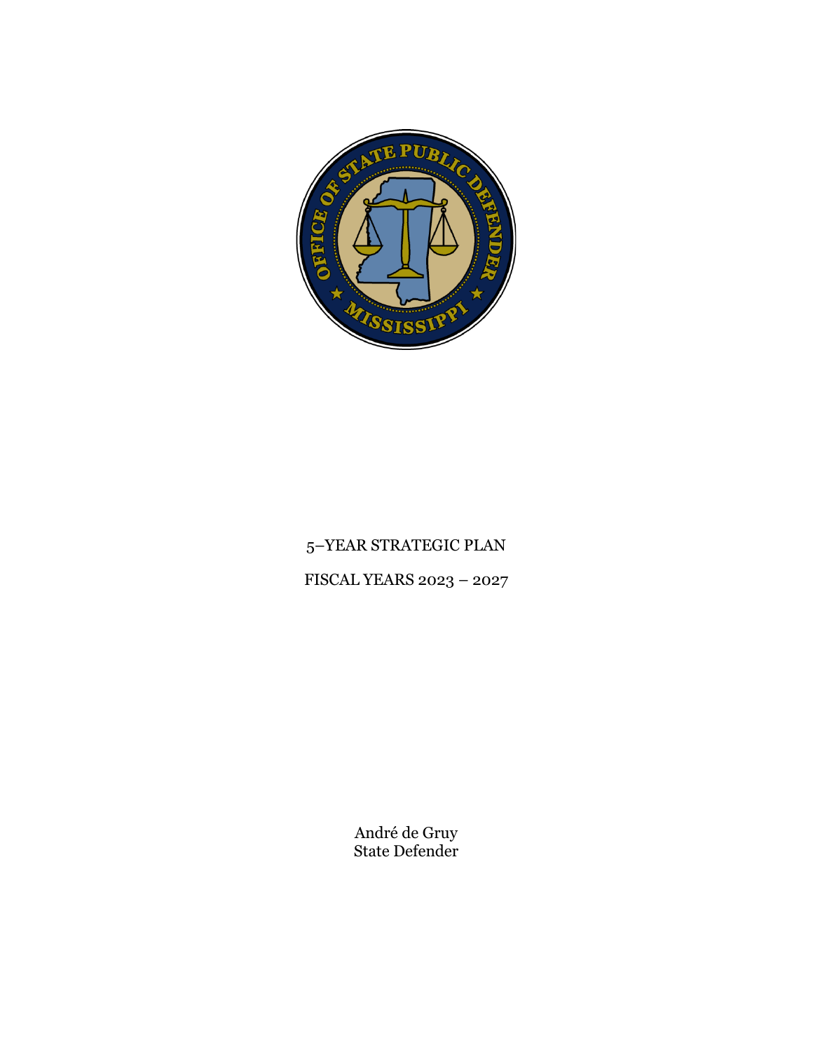5–YEAR STRATEGIC PLAN

FISCAL YEARS 2023 – 2027

André de Gruy
State Defender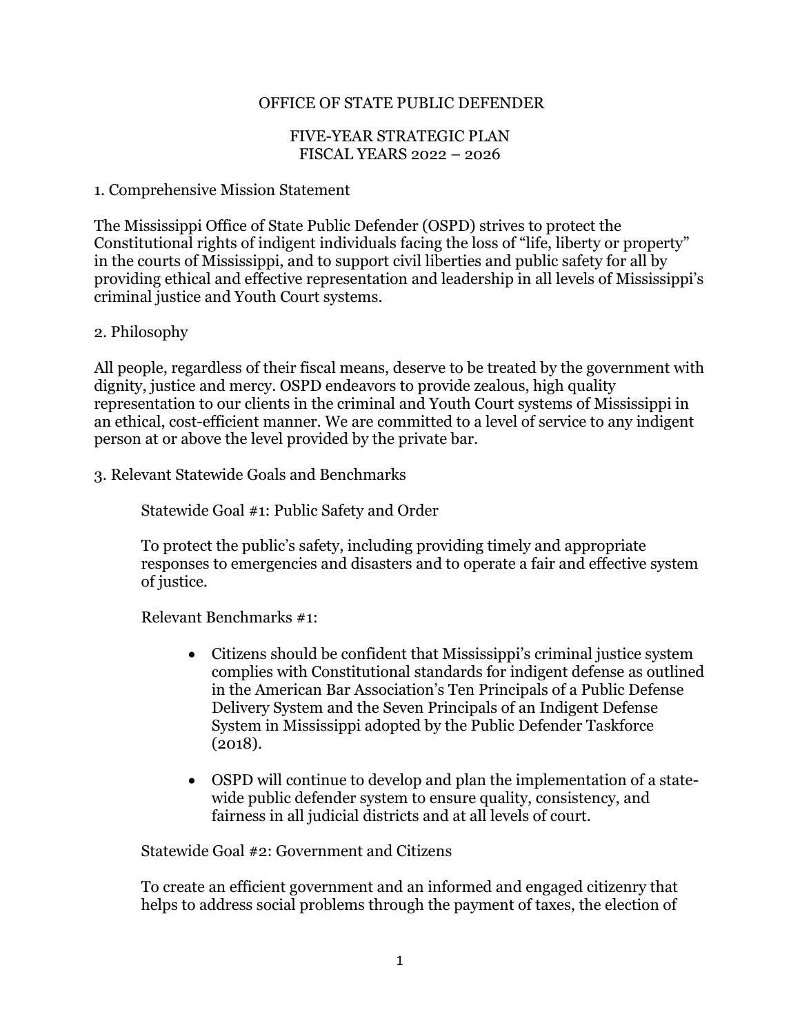OFFICE OF STATE PUBLIC DEFENDER

FIVE-YEAR STRATEGIC PLAN
FISCAL YEARS 2022 – 2026

## 1. Comprehensive Mission Statement

The Mississippi Office of State Public Defender (OSPD) strives to protect the Constitutional rights of indigent individuals facing the loss of "life, liberty or property" in the courts of Mississippi, and to support civil liberties and public safety for all by providing ethical and effective representation and leadership in all levels of Mississippi's criminal justice and Youth Court systems.

## 2. Philosophy

All people, regardless of their fiscal means, deserve to be treated by the government with dignity, justice and mercy. OSPD endeavors to provide zealous, high quality representation to our clients in the criminal and Youth Court systems of Mississippi in an ethical, cost-efficient manner. We are committed to a level of service to any indigent person at or above the level provided by the private bar.

## 3. Relevant Statewide Goals and Benchmarks

Statewide Goal #1: Public Safety and Order

To protect the public's safety, including providing timely and appropriate responses to emergencies and disasters and to operate a fair and effective system of justice.

Relevant Benchmarks #1:

- Citizens should be confident that Mississippi's criminal justice system complies with Constitutional standards for indigent defense as outlined in the American Bar Association's Ten Principals of a Public Defense Delivery System and the Seven Principals of an Indigent Defense System in Mississippi adopted by the Public Defender Taskforce (2018).
- OSPD will continue to develop and plan the implementation of a state-wide public defender system to ensure quality, consistency, and fairness in all judicial districts and at all levels of court.

Statewide Goal #2: Government and Citizens

To create an efficient government and an informed and engaged citizenry that helps to address social problems through the payment of taxes, the election of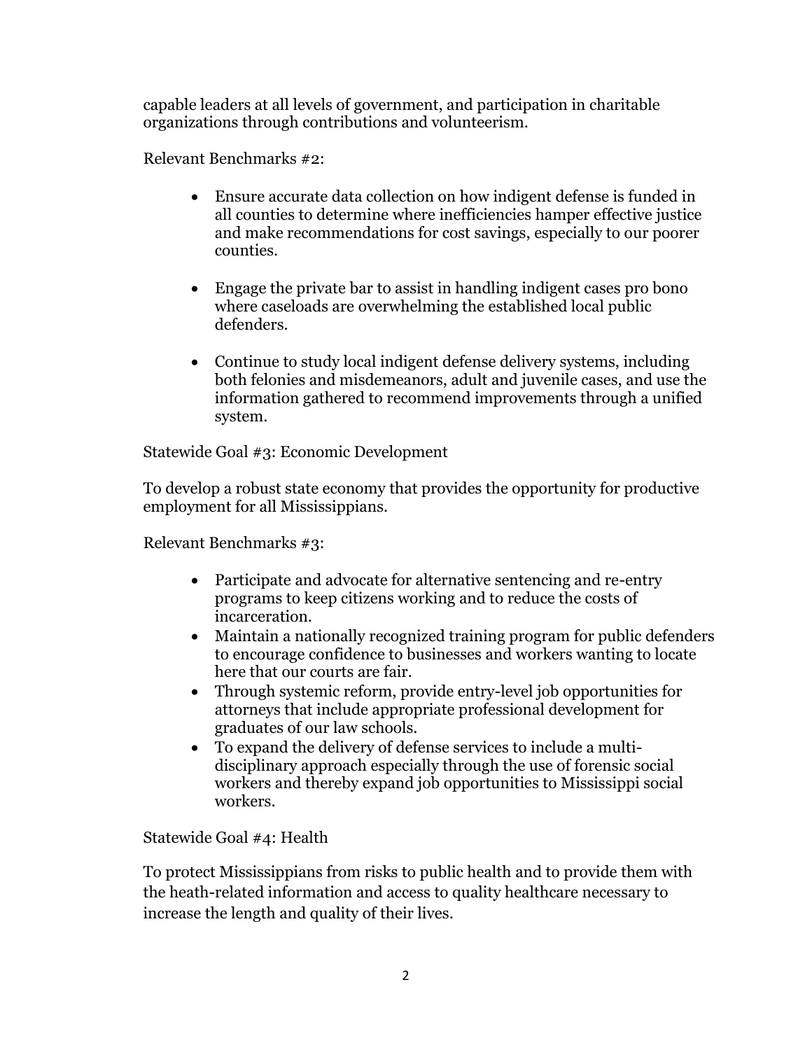capable leaders at all levels of government, and participation in charitable organizations through contributions and volunteerism.

Relevant Benchmarks #2:

- Ensure accurate data collection on how indigent defense is funded in all counties to determine where inefficiencies hamper effective justice and make recommendations for cost savings, especially to our poorer counties.

- Engage the private bar to assist in handling indigent cases pro bono where caseloads are overwhelming the established local public defenders.

- Continue to study local indigent defense delivery systems, including both felonies and misdemeanors, adult and juvenile cases, and use the information gathered to recommend improvements through a unified system.

Statewide Goal #3: Economic Development

To develop a robust state economy that provides the opportunity for productive employment for all Mississippians.

Relevant Benchmarks #3:

- Participate and advocate for alternative sentencing and re-entry programs to keep citizens working and to reduce the costs of incarceration.
- Maintain a nationally recognized training program for public defenders to encourage confidence to businesses and workers wanting to locate here that our courts are fair.
- Through systemic reform, provide entry-level job opportunities for attorneys that include appropriate professional development for graduates of our law schools.
- To expand the delivery of defense services to include a multi-disciplinary approach especially through the use of forensic social workers and thereby expand job opportunities to Mississippi social workers.

Statewide Goal #4: Health

To protect Mississippians from risks to public health and to provide them with the heath-related information and access to quality healthcare necessary to increase the length and quality of their lives.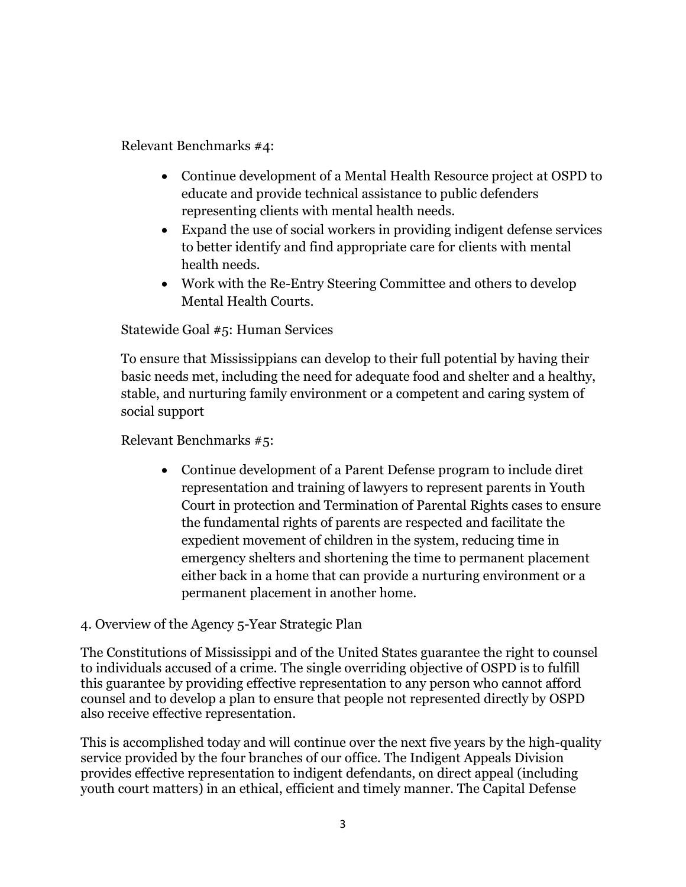Relevant Benchmarks #4:

- Continue development of a Mental Health Resource project at OSPD to educate and provide technical assistance to public defenders representing clients with mental health needs.
- Expand the use of social workers in providing indigent defense services to better identify and find appropriate care for clients with mental health needs.
- Work with the Re-Entry Steering Committee and others to develop Mental Health Courts.

Statewide Goal #5: Human Services

To ensure that Mississippians can develop to their full potential by having their basic needs met, including the need for adequate food and shelter and a healthy, stable, and nurturing family environment or a competent and caring system of social support

Relevant Benchmarks #5:

- Continue development of a Parent Defense program to include diret representation and training of lawyers to represent parents in Youth Court in protection and Termination of Parental Rights cases to ensure the fundamental rights of parents are respected and facilitate the expedient movement of children in the system, reducing time in emergency shelters and shortening the time to permanent placement either back in a home that can provide a nurturing environment or a permanent placement in another home.

## 4. Overview of the Agency 5-Year Strategic Plan

The Constitutions of Mississippi and of the United States guarantee the right to counsel to individuals accused of a crime. The single overriding objective of OSPD is to fulfill this guarantee by providing effective representation to any person who cannot afford counsel and to develop a plan to ensure that people not represented directly by OSPD also receive effective representation.

This is accomplished today and will continue over the next five years by the high-quality service provided by the four branches of our office. The Indigent Appeals Division provides effective representation to indigent defendants, on direct appeal (including youth court matters) in an ethical, efficient and timely manner. The Capital Defense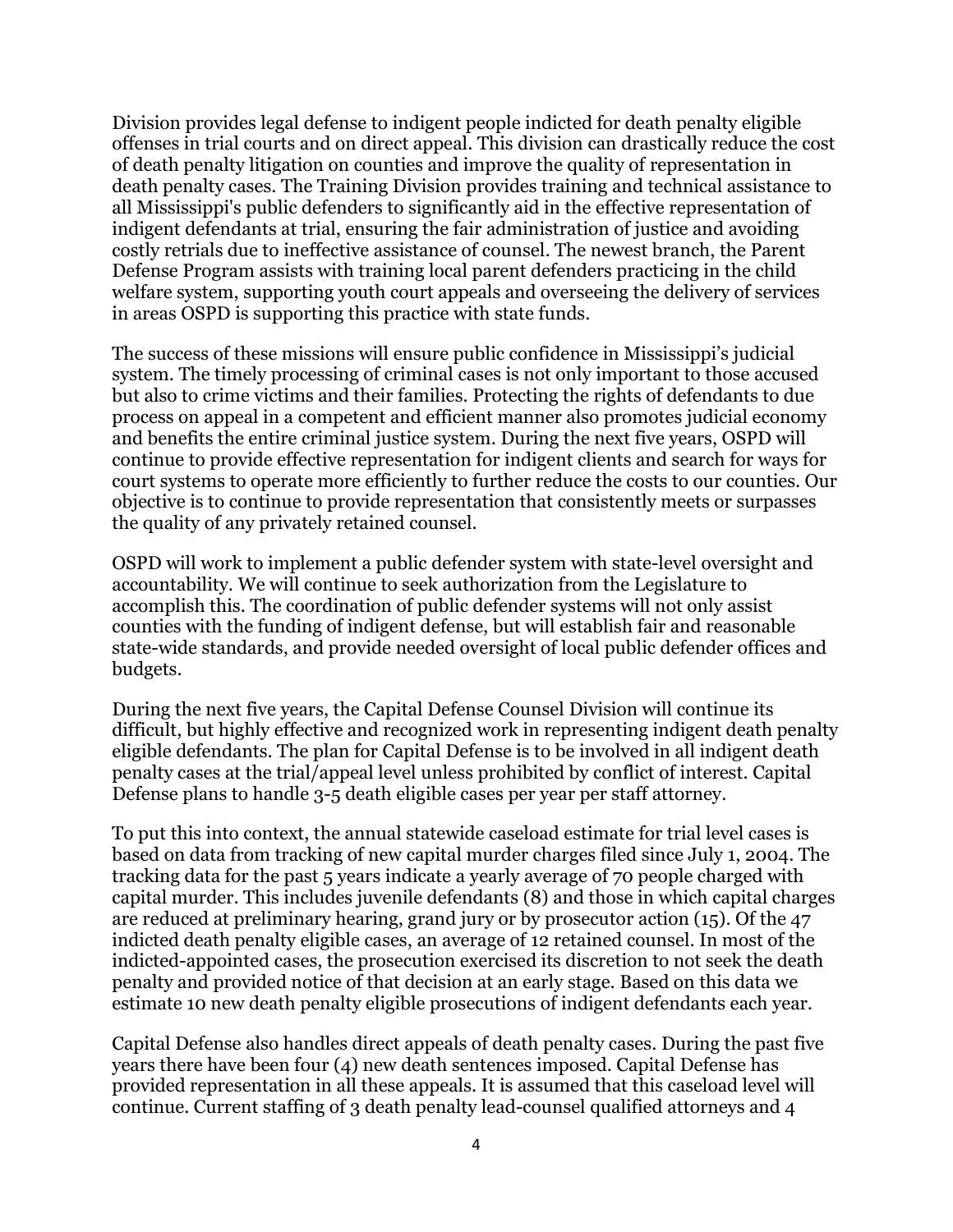Division provides legal defense to indigent people indicted for death penalty eligible offenses in trial courts and on direct appeal. This division can drastically reduce the cost of death penalty litigation on counties and improve the quality of representation in death penalty cases. The Training Division provides training and technical assistance to all Mississippi's public defenders to significantly aid in the effective representation of indigent defendants at trial, ensuring the fair administration of justice and avoiding costly retrials due to ineffective assistance of counsel. The newest branch, the Parent Defense Program assists with training local parent defenders practicing in the child welfare system, supporting youth court appeals and overseeing the delivery of services in areas OSPD is supporting this practice with state funds.

The success of these missions will ensure public confidence in Mississippi's judicial system. The timely processing of criminal cases is not only important to those accused but also to crime victims and their families. Protecting the rights of defendants to due process on appeal in a competent and efficient manner also promotes judicial economy and benefits the entire criminal justice system. During the next five years, OSPD will continue to provide effective representation for indigent clients and search for ways for court systems to operate more efficiently to further reduce the costs to our counties. Our objective is to continue to provide representation that consistently meets or surpasses the quality of any privately retained counsel.

OSPD will work to implement a public defender system with state-level oversight and accountability. We will continue to seek authorization from the Legislature to accomplish this. The coordination of public defender systems will not only assist counties with the funding of indigent defense, but will establish fair and reasonable state-wide standards, and provide needed oversight of local public defender offices and budgets.

During the next five years, the Capital Defense Counsel Division will continue its difficult, but highly effective and recognized work in representing indigent death penalty eligible defendants. The plan for Capital Defense is to be involved in all indigent death penalty cases at the trial/appeal level unless prohibited by conflict of interest. Capital Defense plans to handle 3-5 death eligible cases per year per staff attorney.

To put this into context, the annual statewide caseload estimate for trial level cases is based on data from tracking of new capital murder charges filed since July 1, 2004. The tracking data for the past 5 years indicate a yearly average of 70 people charged with capital murder. This includes juvenile defendants (8) and those in which capital charges are reduced at preliminary hearing, grand jury or by prosecutor action (15). Of the 47 indicted death penalty eligible cases, an average of 12 retained counsel. In most of the indicted-appointed cases, the prosecution exercised its discretion to not seek the death penalty and provided notice of that decision at an early stage. Based on this data we estimate 10 new death penalty eligible prosecutions of indigent defendants each year.

Capital Defense also handles direct appeals of death penalty cases. During the past five years there have been four (4) new death sentences imposed. Capital Defense has provided representation in all these appeals. It is assumed that this caseload level will continue. Current staffing of 3 death penalty lead-counsel qualified attorneys and 4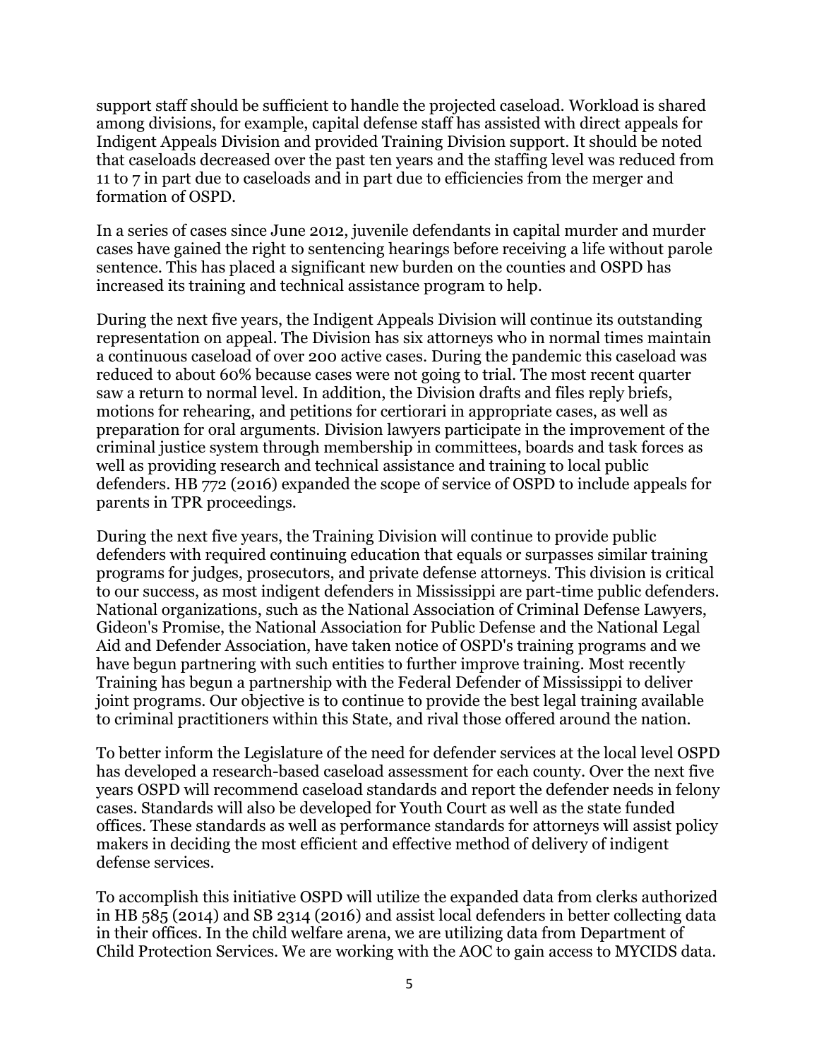support staff should be sufficient to handle the projected caseload. Workload is shared among divisions, for example, capital defense staff has assisted with direct appeals for Indigent Appeals Division and provided Training Division support. It should be noted that caseloads decreased over the past ten years and the staffing level was reduced from 11 to 7 in part due to caseloads and in part due to efficiencies from the merger and formation of OSPD.

In a series of cases since June 2012, juvenile defendants in capital murder and murder cases have gained the right to sentencing hearings before receiving a life without parole sentence. This has placed a significant new burden on the counties and OSPD has increased its training and technical assistance program to help.

During the next five years, the Indigent Appeals Division will continue its outstanding representation on appeal. The Division has six attorneys who in normal times maintain a continuous caseload of over 200 active cases. During the pandemic this caseload was reduced to about 60% because cases were not going to trial. The most recent quarter saw a return to normal level. In addition, the Division drafts and files reply briefs, motions for rehearing, and petitions for certiorari in appropriate cases, as well as preparation for oral arguments. Division lawyers participate in the improvement of the criminal justice system through membership in committees, boards and task forces as well as providing research and technical assistance and training to local public defenders. HB 772 (2016) expanded the scope of service of OSPD to include appeals for parents in TPR proceedings.

During the next five years, the Training Division will continue to provide public defenders with required continuing education that equals or surpasses similar training programs for judges, prosecutors, and private defense attorneys. This division is critical to our success, as most indigent defenders in Mississippi are part-time public defenders. National organizations, such as the National Association of Criminal Defense Lawyers, Gideon's Promise, the National Association for Public Defense and the National Legal Aid and Defender Association, have taken notice of OSPD's training programs and we have begun partnering with such entities to further improve training. Most recently Training has begun a partnership with the Federal Defender of Mississippi to deliver joint programs. Our objective is to continue to provide the best legal training available to criminal practitioners within this State, and rival those offered around the nation.

To better inform the Legislature of the need for defender services at the local level OSPD has developed a research-based caseload assessment for each county. Over the next five years OSPD will recommend caseload standards and report the defender needs in felony cases. Standards will also be developed for Youth Court as well as the state funded offices. These standards as well as performance standards for attorneys will assist policy makers in deciding the most efficient and effective method of delivery of indigent defense services.

To accomplish this initiative OSPD will utilize the expanded data from clerks authorized in HB 585 (2014) and SB 2314 (2016) and assist local defenders in better collecting data in their offices. In the child welfare arena, we are utilizing data from Department of Child Protection Services. We are working with the AOC to gain access to MYCIDS data.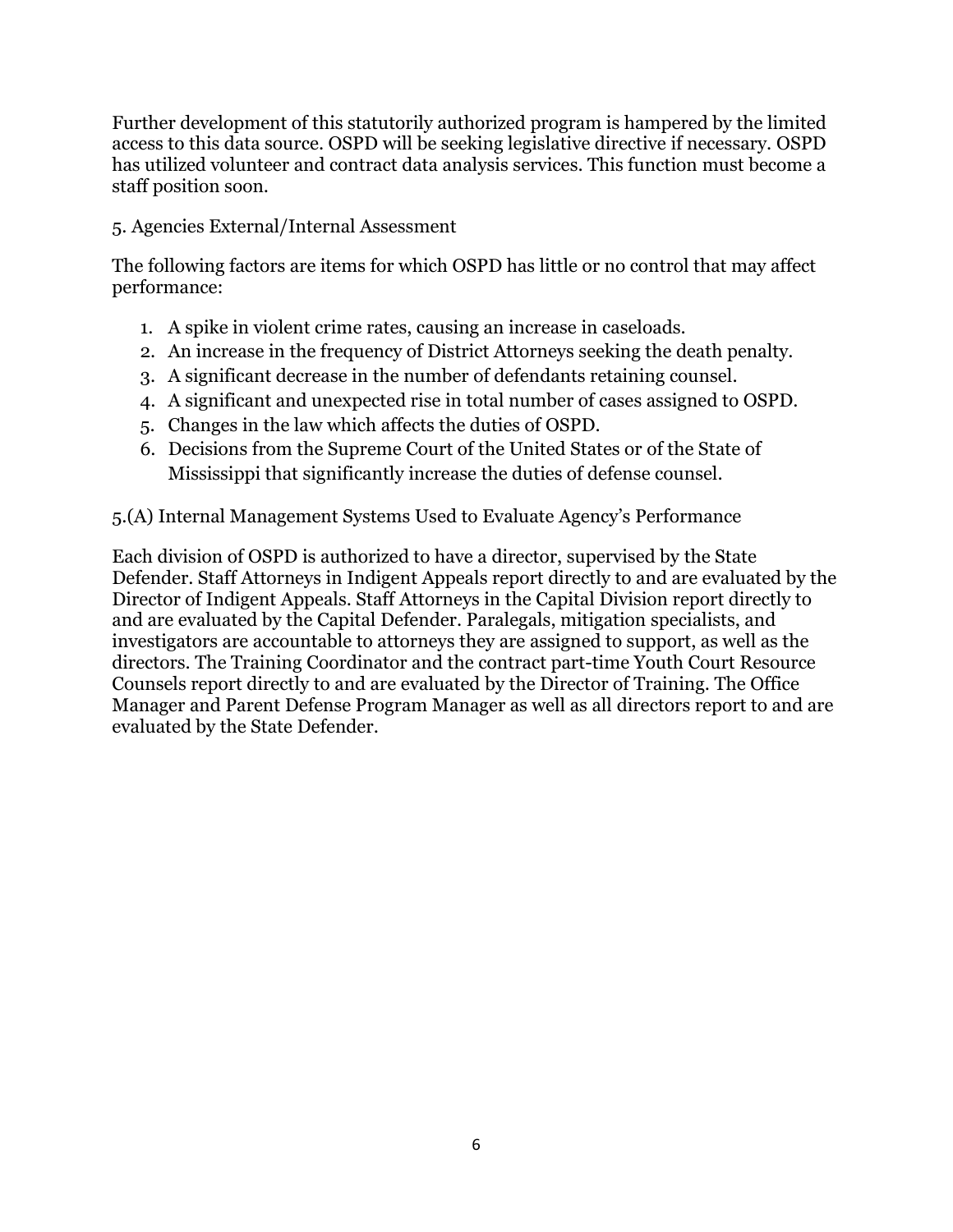Further development of this statutorily authorized program is hampered by the limited access to this data source. OSPD will be seeking legislative directive if necessary. OSPD has utilized volunteer and contract data analysis services. This function must become a staff position soon.

## 5. Agencies External/Internal Assessment

The following factors are items for which OSPD has little or no control that may affect performance:

1. A spike in violent crime rates, causing an increase in caseloads.
2. An increase in the frequency of District Attorneys seeking the death penalty.
3. A significant decrease in the number of defendants retaining counsel.
4. A significant and unexpected rise in total number of cases assigned to OSPD.
5. Changes in the law which affects the duties of OSPD.
6. Decisions from the Supreme Court of the United States or of the State of Mississippi that significantly increase the duties of defense counsel.

### 5.(A) Internal Management Systems Used to Evaluate Agency's Performance

Each division of OSPD is authorized to have a director, supervised by the State Defender. Staff Attorneys in Indigent Appeals report directly to and are evaluated by the Director of Indigent Appeals. Staff Attorneys in the Capital Division report directly to and are evaluated by the Capital Defender. Paralegals, mitigation specialists, and investigators are accountable to attorneys they are assigned to support, as well as the directors. The Training Coordinator and the contract part-time Youth Court Resource Counsels report directly to and are evaluated by the Director of Training. The Office Manager and Parent Defense Program Manager as well as all directors report to and are evaluated by the State Defender.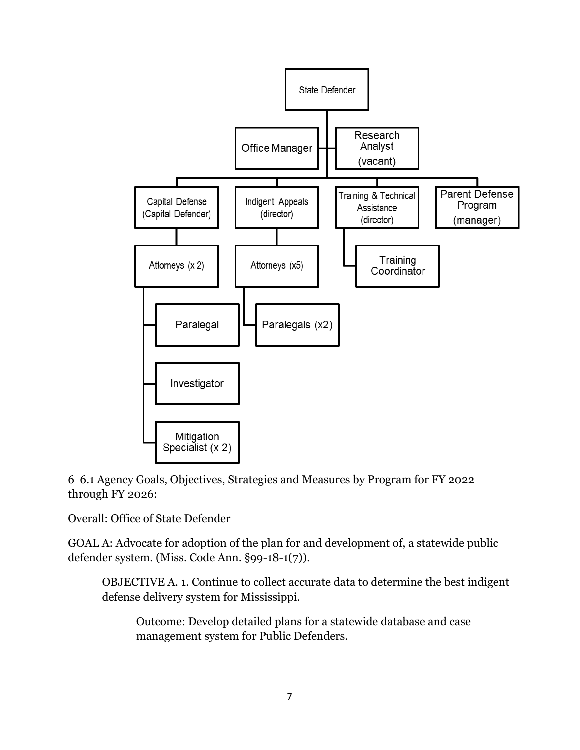- State Defender
  - Office Manager
  - Research Analyst (vacant)
  - Capital Defense (Capital Defender)
    - Attorneys (x 2)
      - Paralegal
      - Investigator
      - Mitigation Specialist (x 2)
  - Indigent Appeals (director)
    - Attorneys (x5)
      - Paralegals (x2)
  - Training & Technical Assistance (director)
    - Training Coordinator
  - Parent Defense Program (manager)

6 6.1 Agency Goals, Objectives, Strategies and Measures by Program for FY 2022 through FY 2026:

Overall: Office of State Defender

GOAL A: Advocate for adoption of the plan for and development of, a statewide public defender system. (Miss. Code Ann. §99-18-1(7)).

> OBJECTIVE A. 1. Continue to collect accurate data to determine the best indigent defense delivery system for Mississippi.
>
> > Outcome: Develop detailed plans for a statewide database and case management system for Public Defenders.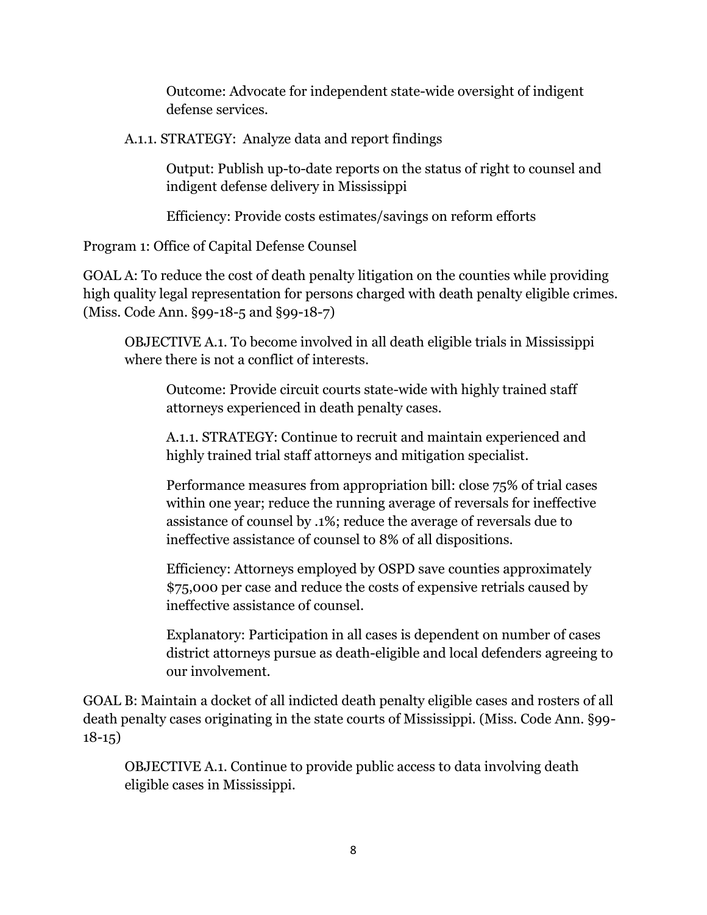Outcome: Advocate for independent state-wide oversight of indigent defense services.

A.1.1. STRATEGY: Analyze data and report findings

Output: Publish up-to-date reports on the status of right to counsel and indigent defense delivery in Mississippi

Efficiency: Provide costs estimates/savings on reform efforts

Program 1: Office of Capital Defense Counsel

GOAL A: To reduce the cost of death penalty litigation on the counties while providing high quality legal representation for persons charged with death penalty eligible crimes. (Miss. Code Ann. §99-18-5 and §99-18-7)

OBJECTIVE A.1. To become involved in all death eligible trials in Mississippi where there is not a conflict of interests.

Outcome: Provide circuit courts state-wide with highly trained staff attorneys experienced in death penalty cases.

A.1.1. STRATEGY: Continue to recruit and maintain experienced and highly trained trial staff attorneys and mitigation specialist.

Performance measures from appropriation bill: close 75% of trial cases within one year; reduce the running average of reversals for ineffective assistance of counsel by .1%; reduce the average of reversals due to ineffective assistance of counsel to 8% of all dispositions.

Efficiency: Attorneys employed by OSPD save counties approximately $75,000 per case and reduce the costs of expensive retrials caused by ineffective assistance of counsel.

Explanatory: Participation in all cases is dependent on number of cases district attorneys pursue as death-eligible and local defenders agreeing to our involvement.

GOAL B: Maintain a docket of all indicted death penalty eligible cases and rosters of all death penalty cases originating in the state courts of Mississippi. (Miss. Code Ann. §99-18-15)

OBJECTIVE A.1. Continue to provide public access to data involving death eligible cases in Mississippi.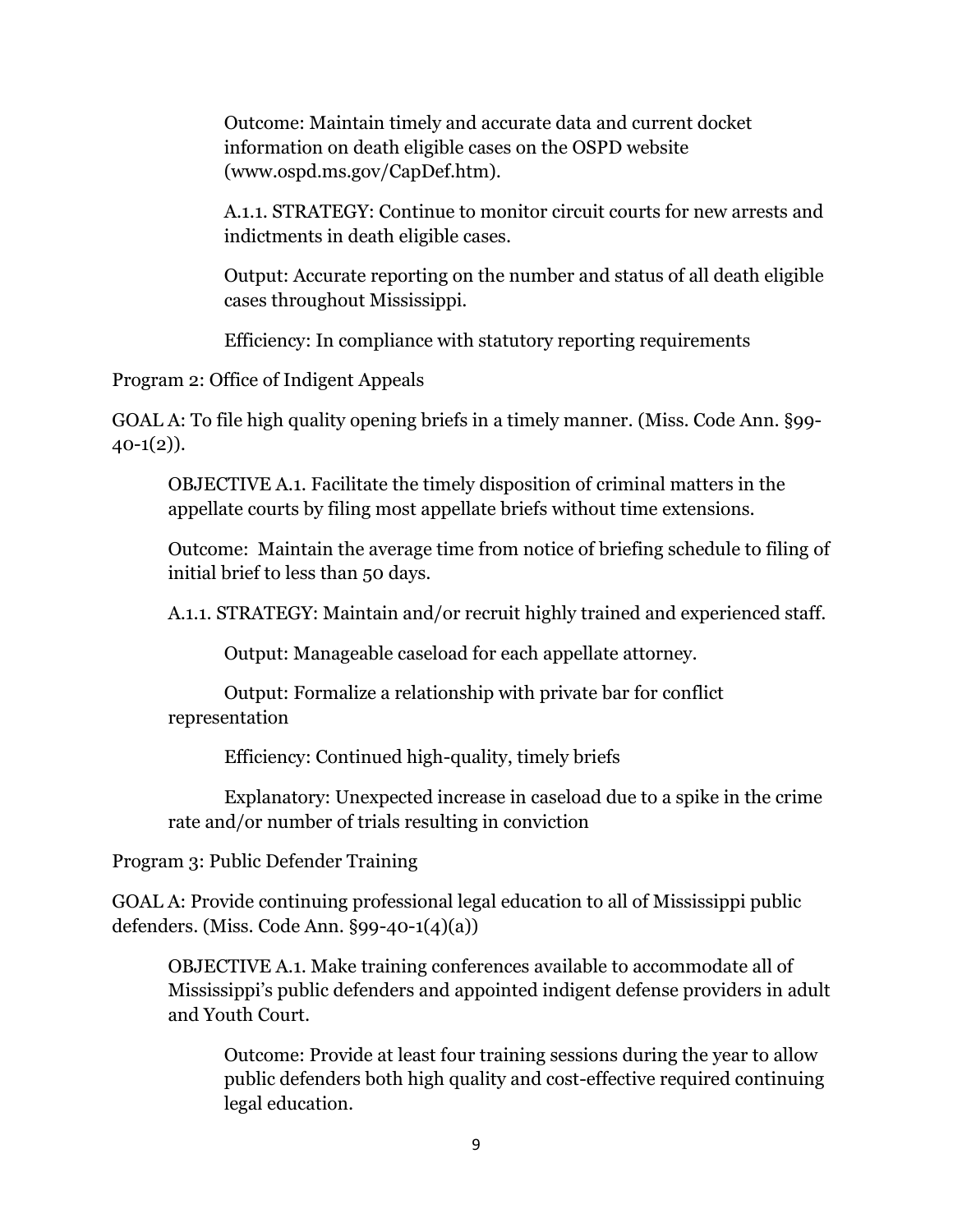Outcome: Maintain timely and accurate data and current docket information on death eligible cases on the OSPD website (www.ospd.ms.gov/CapDef.htm).

A.1.1. STRATEGY: Continue to monitor circuit courts for new arrests and indictments in death eligible cases.

Output: Accurate reporting on the number and status of all death eligible cases throughout Mississippi.

Efficiency: In compliance with statutory reporting requirements

Program 2: Office of Indigent Appeals

GOAL A: To file high quality opening briefs in a timely manner. (Miss. Code Ann. §99-40-1(2)).

OBJECTIVE A.1. Facilitate the timely disposition of criminal matters in the appellate courts by filing most appellate briefs without time extensions.

Outcome: Maintain the average time from notice of briefing schedule to filing of initial brief to less than 50 days.

A.1.1. STRATEGY: Maintain and/or recruit highly trained and experienced staff.

Output: Manageable caseload for each appellate attorney.

Output: Formalize a relationship with private bar for conflict representation

Efficiency: Continued high-quality, timely briefs

Explanatory: Unexpected increase in caseload due to a spike in the crime rate and/or number of trials resulting in conviction

Program 3: Public Defender Training

GOAL A: Provide continuing professional legal education to all of Mississippi public defenders. (Miss. Code Ann. §99-40-1(4)(a))

OBJECTIVE A.1. Make training conferences available to accommodate all of Mississippi's public defenders and appointed indigent defense providers in adult and Youth Court.

Outcome: Provide at least four training sessions during the year to allow public defenders both high quality and cost-effective required continuing legal education.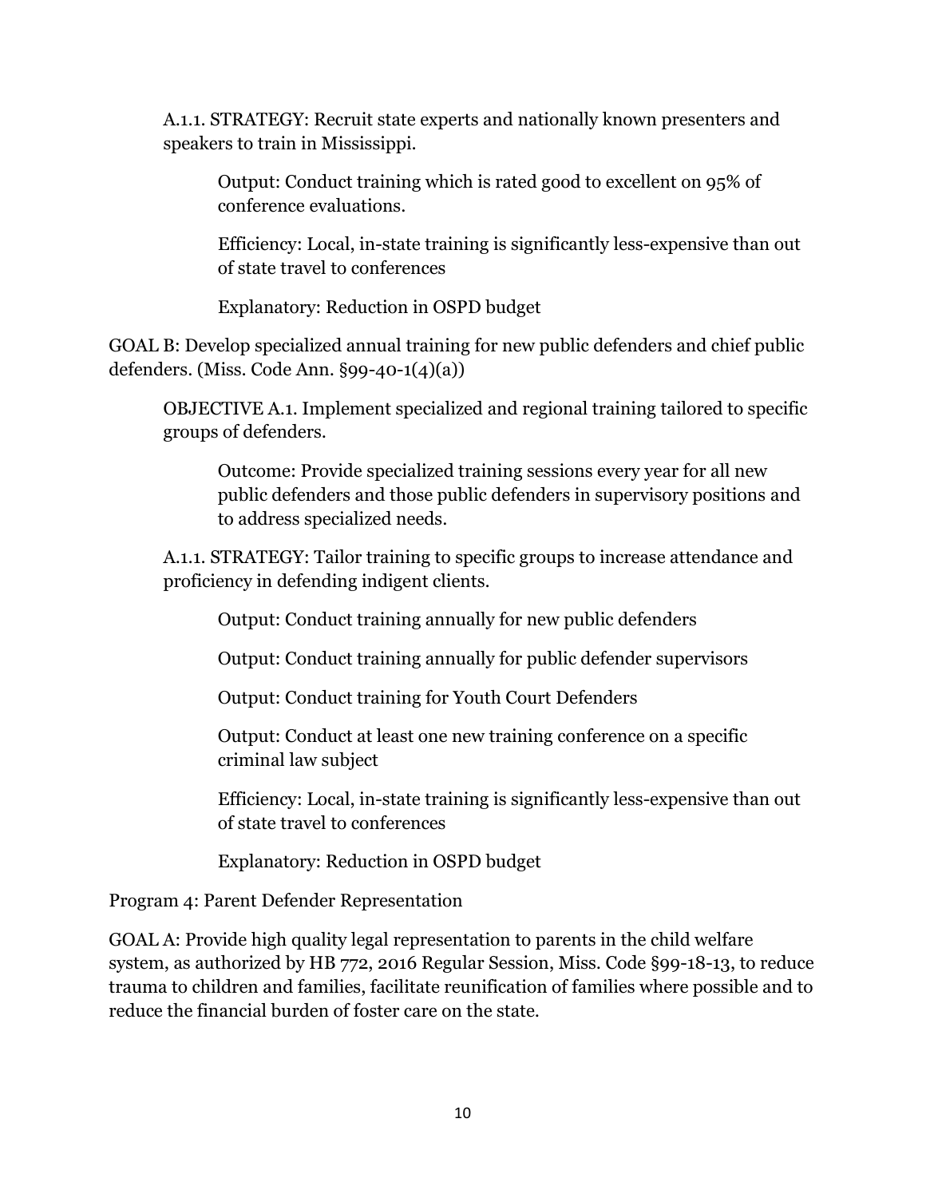A.1.1. STRATEGY: Recruit state experts and nationally known presenters and speakers to train in Mississippi.

Output: Conduct training which is rated good to excellent on 95% of conference evaluations.

Efficiency: Local, in-state training is significantly less-expensive than out of state travel to conferences

Explanatory: Reduction in OSPD budget

GOAL B: Develop specialized annual training for new public defenders and chief public defenders. (Miss. Code Ann. §99-40-1(4)(a))

OBJECTIVE A.1. Implement specialized and regional training tailored to specific groups of defenders.

Outcome: Provide specialized training sessions every year for all new public defenders and those public defenders in supervisory positions and to address specialized needs.

A.1.1. STRATEGY: Tailor training to specific groups to increase attendance and proficiency in defending indigent clients.

Output: Conduct training annually for new public defenders

Output: Conduct training annually for public defender supervisors

Output: Conduct training for Youth Court Defenders

Output: Conduct at least one new training conference on a specific criminal law subject

Efficiency: Local, in-state training is significantly less-expensive than out of state travel to conferences

Explanatory: Reduction in OSPD budget

Program 4: Parent Defender Representation

GOAL A: Provide high quality legal representation to parents in the child welfare system, as authorized by HB 772, 2016 Regular Session, Miss. Code §99-18-13, to reduce trauma to children and families, facilitate reunification of families where possible and to reduce the financial burden of foster care on the state.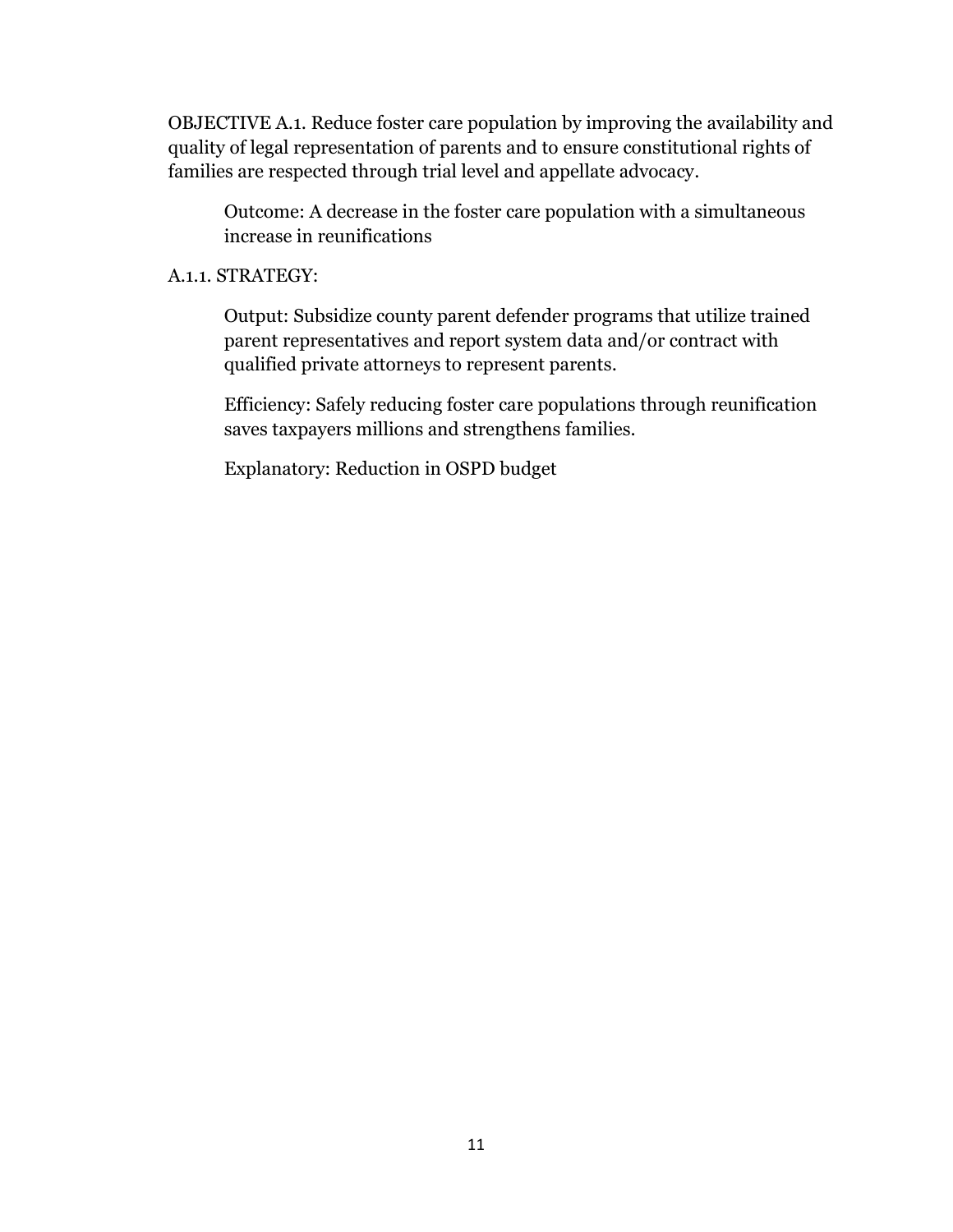OBJECTIVE A.1. Reduce foster care population by improving the availability and quality of legal representation of parents and to ensure constitutional rights of families are respected through trial level and appellate advocacy.

> Outcome: A decrease in the foster care population with a simultaneous increase in reunifications

A.1.1. STRATEGY:

> Output: Subsidize county parent defender programs that utilize trained parent representatives and report system data and/or contract with qualified private attorneys to represent parents.
>
> Efficiency: Safely reducing foster care populations through reunification saves taxpayers millions and strengthens families.
>
> Explanatory: Reduction in OSPD budget